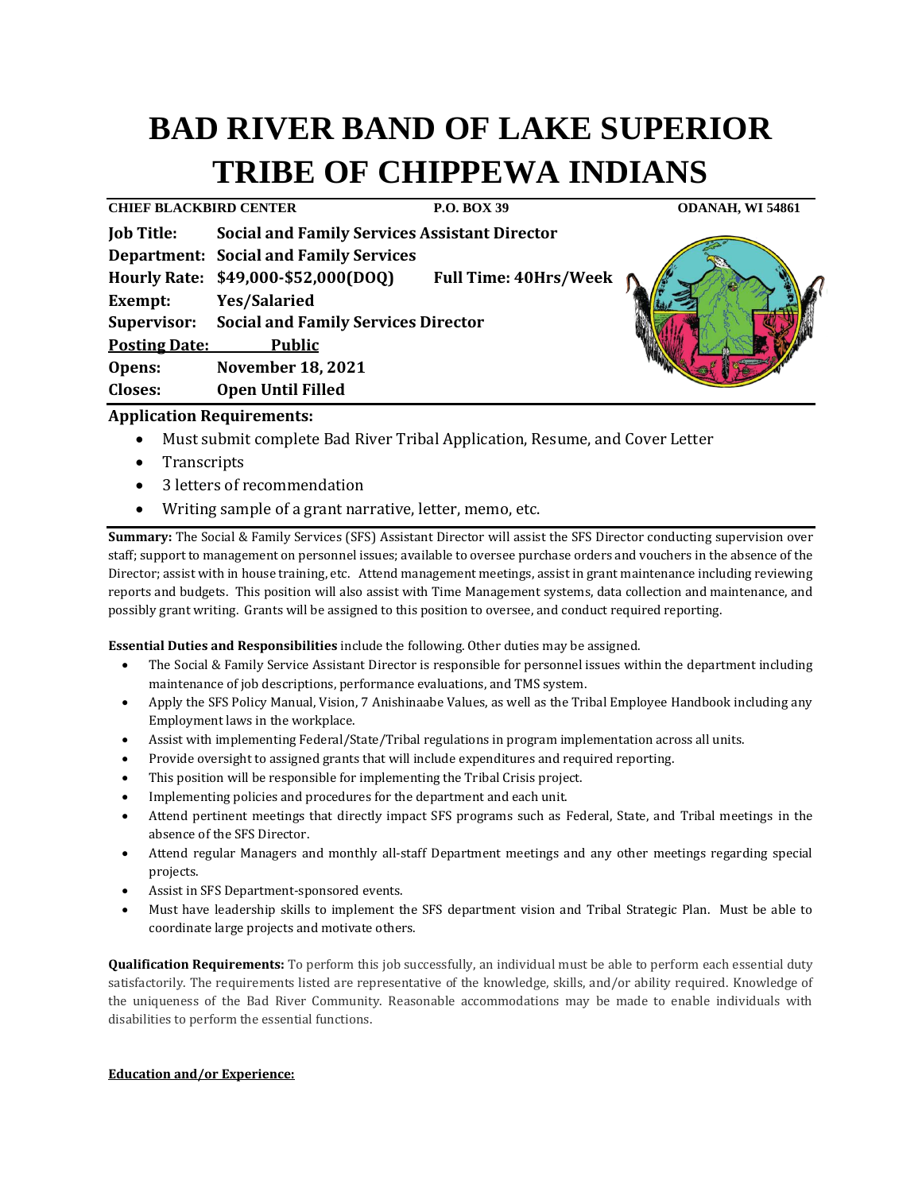# BAD RIVER BAND OF LAKE SUPERIOR TRIBE OF CHIPPEWA INDIANS

**CHIEF BLACKBIRD CENTER** | **P.O. BOX 39** | **ODANAH, WI 54861**

**Job Title:** **Social and Family Services Assistant Director**
**Department:** **Social and Family Services**
**Hourly Rate:** **$49,000-$52,000(DOQ)** **Full Time: 40Hrs/Week**
**Exempt:** **Yes/Salaried**
**Supervisor:** **Social and Family Services Director**
**Posting Date:** **Public**
**Opens:** **November 18, 2021**
**Closes:** **Open Until Filled**

**Application Requirements:**

- Must submit complete Bad River Tribal Application, Resume, and Cover Letter
- Transcripts
- 3 letters of recommendation
- Writing sample of a grant narrative, letter, memo, etc.

**Summary:** The Social & Family Services (SFS) Assistant Director will assist the SFS Director conducting supervision over staff; support to management on personnel issues; available to oversee purchase orders and vouchers in the absence of the Director; assist with in house training, etc. Attend management meetings, assist in grant maintenance including reviewing reports and budgets. This position will also assist with Time Management systems, data collection and maintenance, and possibly grant writing. Grants will be assigned to this position to oversee, and conduct required reporting.

**Essential Duties and Responsibilities** include the following. Other duties may be assigned.

- The Social & Family Service Assistant Director is responsible for personnel issues within the department including maintenance of job descriptions, performance evaluations, and TMS system.
- Apply the SFS Policy Manual, Vision, 7 Anishinaabe Values, as well as the Tribal Employee Handbook including any Employment laws in the workplace.
- Assist with implementing Federal/State/Tribal regulations in program implementation across all units.
- Provide oversight to assigned grants that will include expenditures and required reporting.
- This position will be responsible for implementing the Tribal Crisis project.
- Implementing policies and procedures for the department and each unit.
- Attend pertinent meetings that directly impact SFS programs such as Federal, State, and Tribal meetings in the absence of the SFS Director.
- Attend regular Managers and monthly all-staff Department meetings and any other meetings regarding special projects.
- Assist in SFS Department-sponsored events.
- Must have leadership skills to implement the SFS department vision and Tribal Strategic Plan. Must be able to coordinate large projects and motivate others.

**Qualification Requirements:** To perform this job successfully, an individual must be able to perform each essential duty satisfactorily. The requirements listed are representative of the knowledge, skills, and/or ability required. Knowledge of the uniqueness of the Bad River Community. Reasonable accommodations may be made to enable individuals with disabilities to perform the essential functions.

**Education and/or Experience:**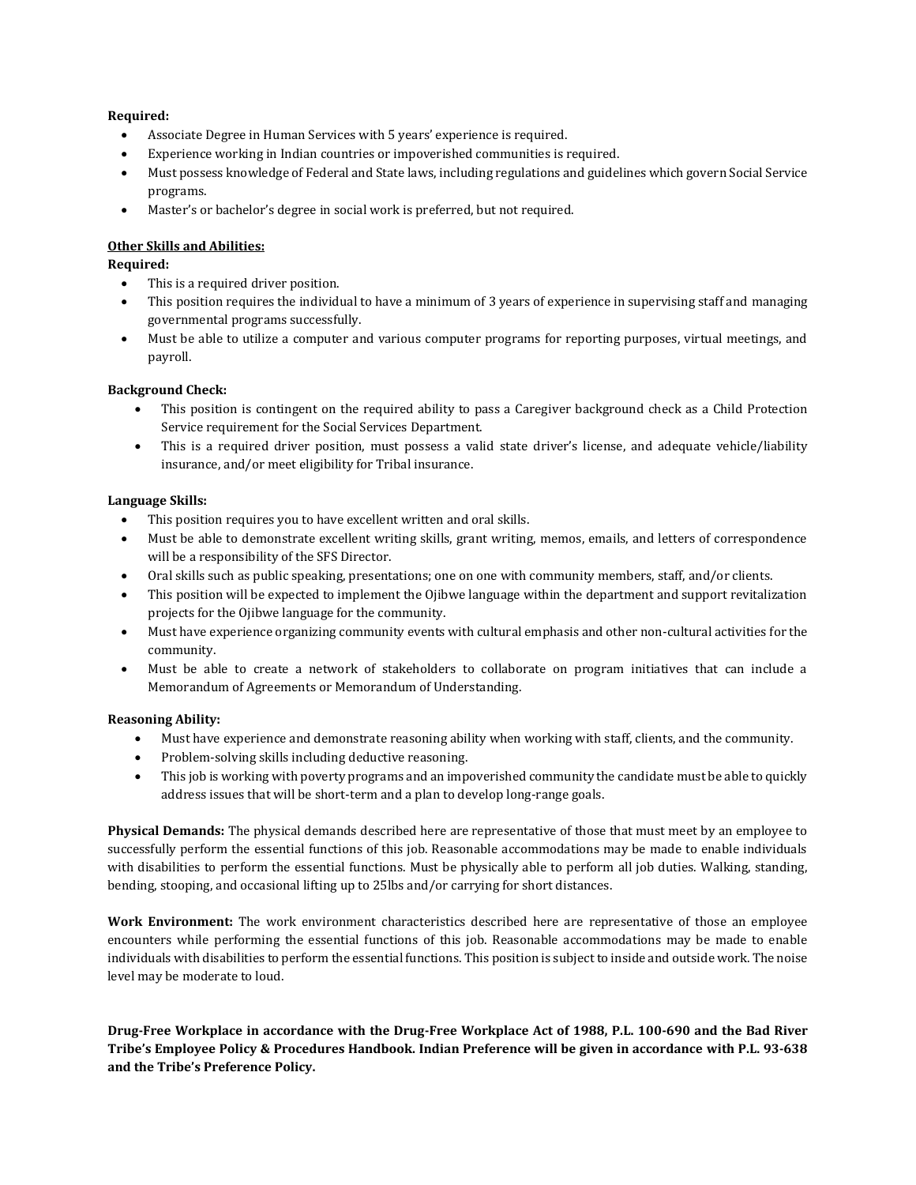**Required:**

- Associate Degree in Human Services with 5 years' experience is required.
- Experience working in Indian countries or impoverished communities is required.
- Must possess knowledge of Federal and State laws, including regulations and guidelines which govern Social Service programs.
- Master's or bachelor's degree in social work is preferred, but not required.

**Other Skills and Abilities:**

**Required:**

- This is a required driver position.
- This position requires the individual to have a minimum of 3 years of experience in supervising staff and managing governmental programs successfully.
- Must be able to utilize a computer and various computer programs for reporting purposes, virtual meetings, and payroll.

**Background Check:**

- This position is contingent on the required ability to pass a Caregiver background check as a Child Protection Service requirement for the Social Services Department.
- This is a required driver position, must possess a valid state driver's license, and adequate vehicle/liability insurance, and/or meet eligibility for Tribal insurance.

**Language Skills:**

- This position requires you to have excellent written and oral skills.
- Must be able to demonstrate excellent writing skills, grant writing, memos, emails, and letters of correspondence will be a responsibility of the SFS Director.
- Oral skills such as public speaking, presentations; one on one with community members, staff, and/or clients.
- This position will be expected to implement the Ojibwe language within the department and support revitalization projects for the Ojibwe language for the community.
- Must have experience organizing community events with cultural emphasis and other non-cultural activities for the community.
- Must be able to create a network of stakeholders to collaborate on program initiatives that can include a Memorandum of Agreements or Memorandum of Understanding.

**Reasoning Ability:**

- Must have experience and demonstrate reasoning ability when working with staff, clients, and the community.
- Problem-solving skills including deductive reasoning.
- This job is working with poverty programs and an impoverished community the candidate must be able to quickly address issues that will be short-term and a plan to develop long-range goals.

**Physical Demands:** The physical demands described here are representative of those that must meet by an employee to successfully perform the essential functions of this job. Reasonable accommodations may be made to enable individuals with disabilities to perform the essential functions. Must be physically able to perform all job duties. Walking, standing, bending, stooping, and occasional lifting up to 25lbs and/or carrying for short distances.

**Work Environment:** The work environment characteristics described here are representative of those an employee encounters while performing the essential functions of this job. Reasonable accommodations may be made to enable individuals with disabilities to perform the essential functions. This position is subject to inside and outside work. The noise level may be moderate to loud.

**Drug-Free Workplace in accordance with the Drug-Free Workplace Act of 1988, P.L. 100-690 and the Bad River Tribe's Employee Policy & Procedures Handbook. Indian Preference will be given in accordance with P.L. 93-638 and the Tribe's Preference Policy.**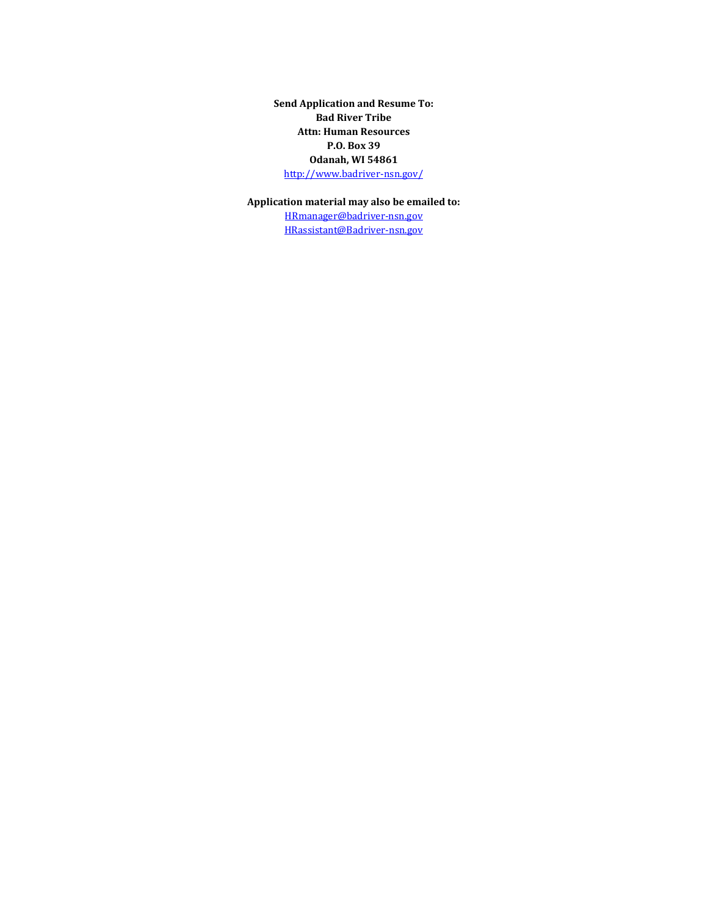**Send Application and Resume To:**
**Bad River Tribe**
**Attn: Human Resources**
**P.O. Box 39**
**Odanah, WI 54861**
http://www.badriver-nsn.gov/

**Application material may also be emailed to:**
HRmanager@badriver-nsn.gov
HRassistant@Badriver-nsn.gov